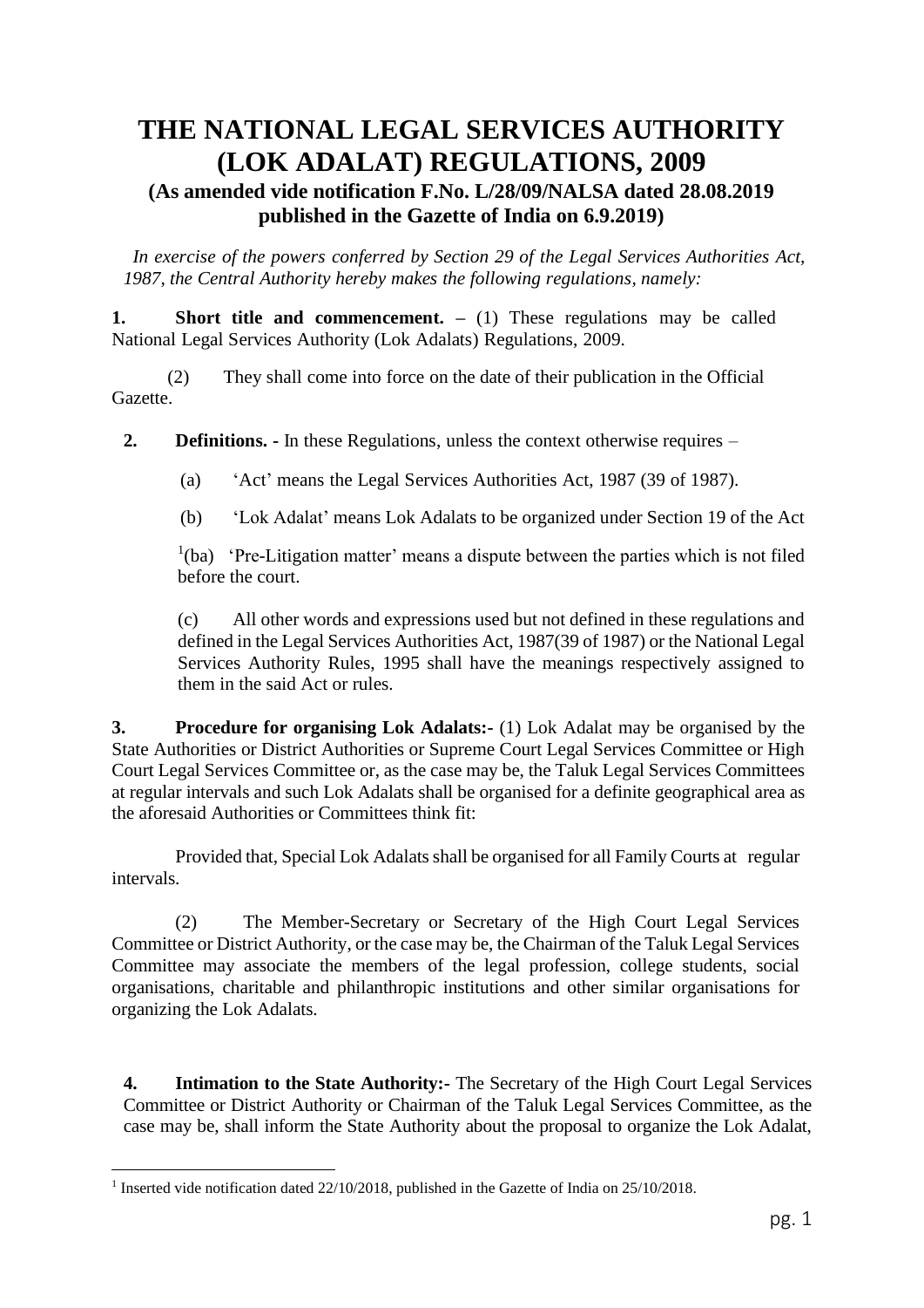# THE NATIONAL LEGAL SERVICES AUTHORITY (LOK ADALAT) REGULATIONS, 2009

### (As amended vide notification F.No. L/28/09/NALSA dated 28.08.2019 published in the Gazette of India on 6.9.2019)

*In exercise of the powers conferred by Section 29 of the Legal Services Authorities Act, 1987, the Central Authority hereby makes the following regulations, namely:*

**1. Short title and commencement. –** (1) These regulations may be called National Legal Services Authority (Lok Adalats) Regulations, 2009.

(2) They shall come into force on the date of their publication in the Official Gazette.

**2. Definitions. -** In these Regulations, unless the context otherwise requires –

(a) 'Act' means the Legal Services Authorities Act, 1987 (39 of 1987).

(b) 'Lok Adalat' means Lok Adalats to be organized under Section 19 of the Act

[1](ba) 'Pre-Litigation matter' means a dispute between the parties which is not filed before the court.

(c) All other words and expressions used but not defined in these regulations and defined in the Legal Services Authorities Act, 1987(39 of 1987) or the National Legal Services Authority Rules, 1995 shall have the meanings respectively assigned to them in the said Act or rules.

**3. Procedure for organising Lok Adalats:-** (1) Lok Adalat may be organised by the State Authorities or District Authorities or Supreme Court Legal Services Committee or High Court Legal Services Committee or, as the case may be, the Taluk Legal Services Committees at regular intervals and such Lok Adalats shall be organised for a definite geographical area as the aforesaid Authorities or Committees think fit:

Provided that, Special Lok Adalats shall be organised for all Family Courts at regular intervals.

(2) The Member-Secretary or Secretary of the High Court Legal Services Committee or District Authority, or the case may be, the Chairman of the Taluk Legal Services Committee may associate the members of the legal profession, college students, social organisations, charitable and philanthropic institutions and other similar organisations for organizing the Lok Adalats.

**4. Intimation to the State Authority:-** The Secretary of the High Court Legal Services Committee or District Authority or Chairman of the Taluk Legal Services Committee, as the case may be, shall inform the State Authority about the proposal to organize the Lok Adalat,

---

[1] Inserted vide notification dated 22/10/2018, published in the Gazette of India on 25/10/2018.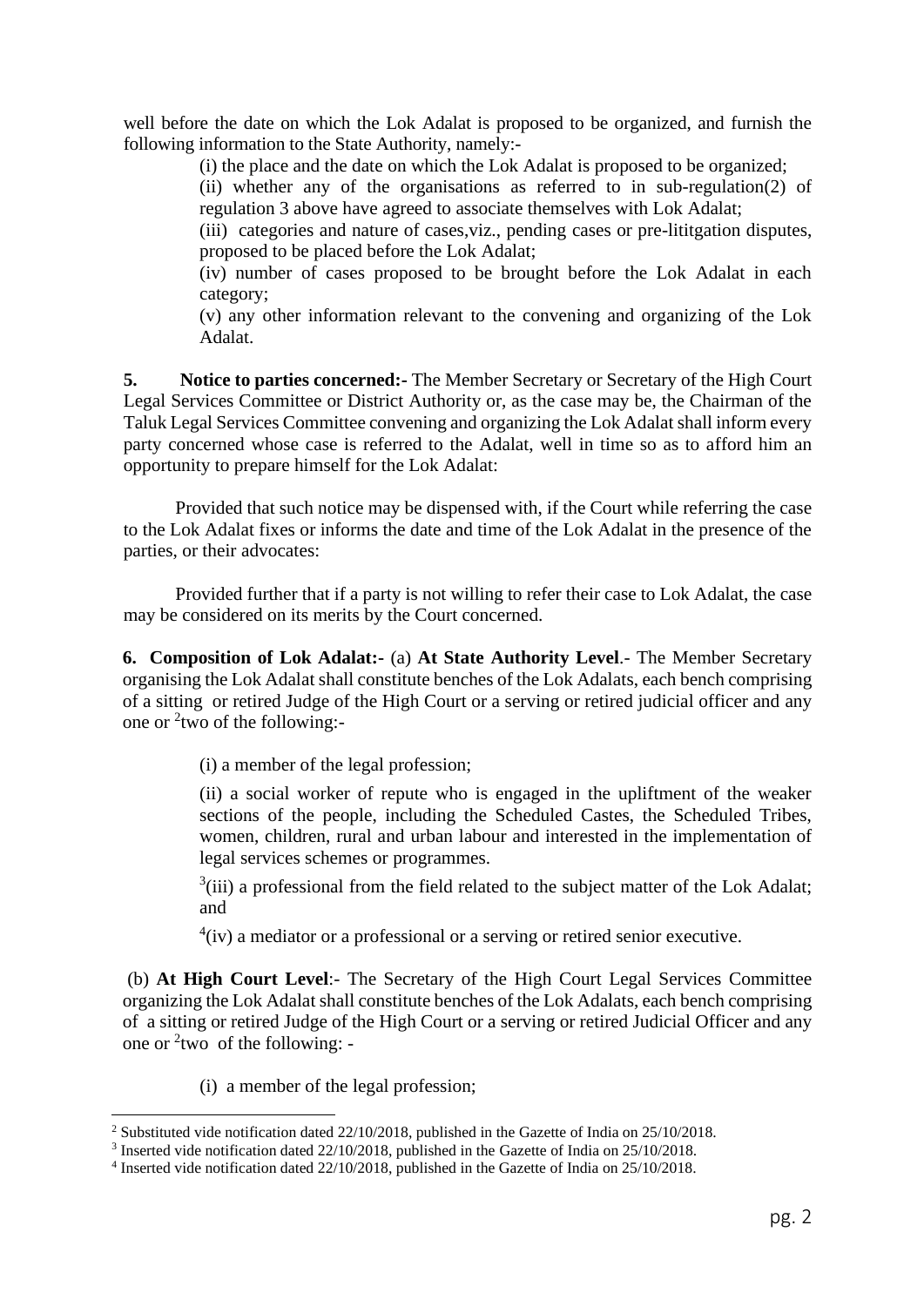well before the date on which the Lok Adalat is proposed to be organized, and furnish the following information to the State Authority, namely:-

(i) the place and the date on which the Lok Adalat is proposed to be organized;

(ii) whether any of the organisations as referred to in sub-regulation(2) of regulation 3 above have agreed to associate themselves with Lok Adalat;

(iii) categories and nature of cases,viz., pending cases or pre-lititgation disputes, proposed to be placed before the Lok Adalat;

(iv) number of cases proposed to be brought before the Lok Adalat in each category;

(v) any other information relevant to the convening and organizing of the Lok Adalat.

**5. Notice to parties concerned:-** The Member Secretary or Secretary of the High Court Legal Services Committee or District Authority or, as the case may be, the Chairman of the Taluk Legal Services Committee convening and organizing the Lok Adalat shall inform every party concerned whose case is referred to the Adalat, well in time so as to afford him an opportunity to prepare himself for the Lok Adalat:

Provided that such notice may be dispensed with, if the Court while referring the case to the Lok Adalat fixes or informs the date and time of the Lok Adalat in the presence of the parties, or their advocates:

Provided further that if a party is not willing to refer their case to Lok Adalat, the case may be considered on its merits by the Court concerned.

**6. Composition of Lok Adalat:-** (a) **At State Authority Level**.- The Member Secretary organising the Lok Adalat shall constitute benches of the Lok Adalats, each bench comprising of a sitting or retired Judge of the High Court or a serving or retired judicial officer and any one or [2]two of the following:-

(i) a member of the legal profession;

(ii) a social worker of repute who is engaged in the upliftment of the weaker sections of the people, including the Scheduled Castes, the Scheduled Tribes, women, children, rural and urban labour and interested in the implementation of legal services schemes or programmes.

[3](iii) a professional from the field related to the subject matter of the Lok Adalat; and

[4](iv) a mediator or a professional or a serving or retired senior executive.

(b) **At High Court Level**:- The Secretary of the High Court Legal Services Committee organizing the Lok Adalat shall constitute benches of the Lok Adalats, each bench comprising of a sitting or retired Judge of the High Court or a serving or retired Judicial Officer and any one or [2]two of the following: -

(i) a member of the legal profession;

---

[2] Substituted vide notification dated 22/10/2018, published in the Gazette of India on 25/10/2018.

[3] Inserted vide notification dated 22/10/2018, published in the Gazette of India on 25/10/2018.

[4] Inserted vide notification dated 22/10/2018, published in the Gazette of India on 25/10/2018.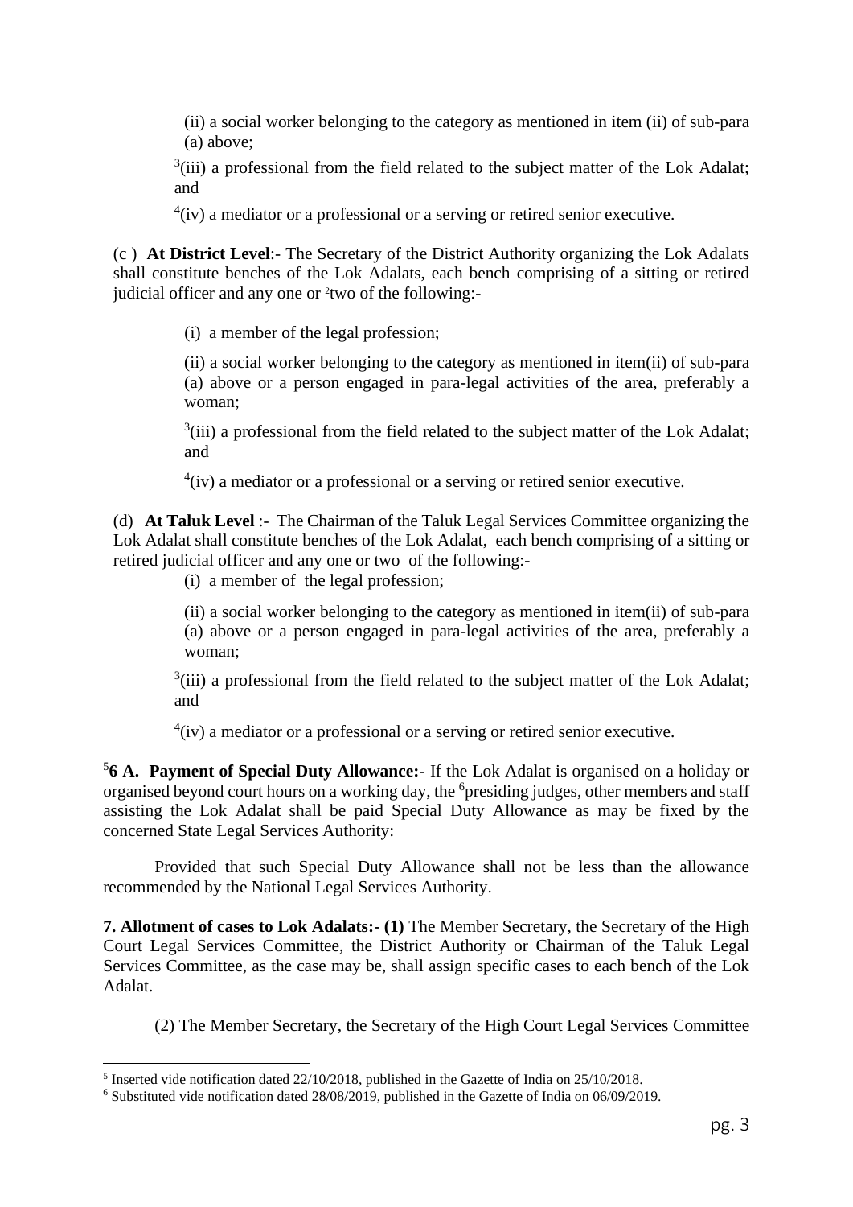(ii) a social worker belonging to the category as mentioned in item (ii) of sub-para (a) above;

[3](iii) a professional from the field related to the subject matter of the Lok Adalat; and

[4](iv) a mediator or a professional or a serving or retired senior executive.

(c ) **At District Level**:- The Secretary of the District Authority organizing the Lok Adalats shall constitute benches of the Lok Adalats, each bench comprising of a sitting or retired judicial officer and any one or [2]two of the following:-

(i) a member of the legal profession;

(ii) a social worker belonging to the category as mentioned in item(ii) of sub-para (a) above or a person engaged in para-legal activities of the area, preferably a woman;

[3](iii) a professional from the field related to the subject matter of the Lok Adalat; and

[4](iv) a mediator or a professional or a serving or retired senior executive.

(d) **At Taluk Level** :- The Chairman of the Taluk Legal Services Committee organizing the Lok Adalat shall constitute benches of the Lok Adalat, each bench comprising of a sitting or retired judicial officer and any one or two of the following:-

(i) a member of the legal profession;

(ii) a social worker belonging to the category as mentioned in item(ii) of sub-para (a) above or a person engaged in para-legal activities of the area, preferably a woman;

[3](iii) a professional from the field related to the subject matter of the Lok Adalat; and

[4](iv) a mediator or a professional or a serving or retired senior executive.

[5]**6 A. Payment of Special Duty Allowance:**- If the Lok Adalat is organised on a holiday or organised beyond court hours on a working day, the [6]presiding judges, other members and staff assisting the Lok Adalat shall be paid Special Duty Allowance as may be fixed by the concerned State Legal Services Authority:

Provided that such Special Duty Allowance shall not be less than the allowance recommended by the National Legal Services Authority.

**7. Allotment of cases to Lok Adalats:- (1)** The Member Secretary, the Secretary of the High Court Legal Services Committee, the District Authority or Chairman of the Taluk Legal Services Committee, as the case may be, shall assign specific cases to each bench of the Lok Adalat.

(2) The Member Secretary, the Secretary of the High Court Legal Services Committee

---

[5] Inserted vide notification dated 22/10/2018, published in the Gazette of India on 25/10/2018.

[6] Substituted vide notification dated 28/08/2019, published in the Gazette of India on 06/09/2019.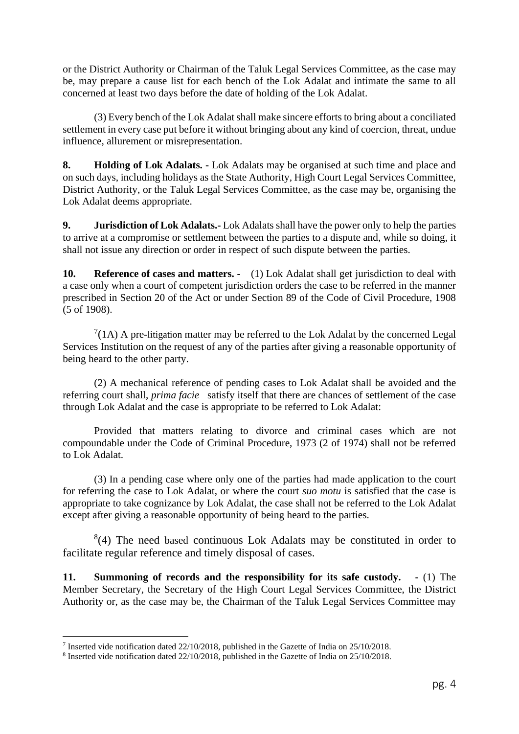or the District Authority or Chairman of the Taluk Legal Services Committee, as the case may be, may prepare a cause list for each bench of the Lok Adalat and intimate the same to all concerned at least two days before the date of holding of the Lok Adalat.

(3) Every bench of the Lok Adalat shall make sincere efforts to bring about a conciliated settlement in every case put before it without bringing about any kind of coercion, threat, undue influence, allurement or misrepresentation.

**8. Holding of Lok Adalats. -** Lok Adalats may be organised at such time and place and on such days, including holidays as the State Authority, High Court Legal Services Committee, District Authority, or the Taluk Legal Services Committee, as the case may be, organising the Lok Adalat deems appropriate.

**9. Jurisdiction of Lok Adalats.-** Lok Adalats shall have the power only to help the parties to arrive at a compromise or settlement between the parties to a dispute and, while so doing, it shall not issue any direction or order in respect of such dispute between the parties.

**10. Reference of cases and matters. -** (1) Lok Adalat shall get jurisdiction to deal with a case only when a court of competent jurisdiction orders the case to be referred in the manner prescribed in Section 20 of the Act or under Section 89 of the Code of Civil Procedure, 1908 (5 of 1908).

[7](1A) A pre-litigation matter may be referred to the Lok Adalat by the concerned Legal Services Institution on the request of any of the parties after giving a reasonable opportunity of being heard to the other party.

(2) A mechanical reference of pending cases to Lok Adalat shall be avoided and the referring court shall, *prima facie* satisfy itself that there are chances of settlement of the case through Lok Adalat and the case is appropriate to be referred to Lok Adalat:

Provided that matters relating to divorce and criminal cases which are not compoundable under the Code of Criminal Procedure, 1973 (2 of 1974) shall not be referred to Lok Adalat.

(3) In a pending case where only one of the parties had made application to the court for referring the case to Lok Adalat, or where the court *suo motu* is satisfied that the case is appropriate to take cognizance by Lok Adalat, the case shall not be referred to the Lok Adalat except after giving a reasonable opportunity of being heard to the parties.

[8](4) The need based continuous Lok Adalats may be constituted in order to facilitate regular reference and timely disposal of cases.

**11. Summoning of records and the responsibility for its safe custody. -** (1) The Member Secretary, the Secretary of the High Court Legal Services Committee, the District Authority or, as the case may be, the Chairman of the Taluk Legal Services Committee may

---

[7] Inserted vide notification dated 22/10/2018, published in the Gazette of India on 25/10/2018.

[8] Inserted vide notification dated 22/10/2018, published in the Gazette of India on 25/10/2018.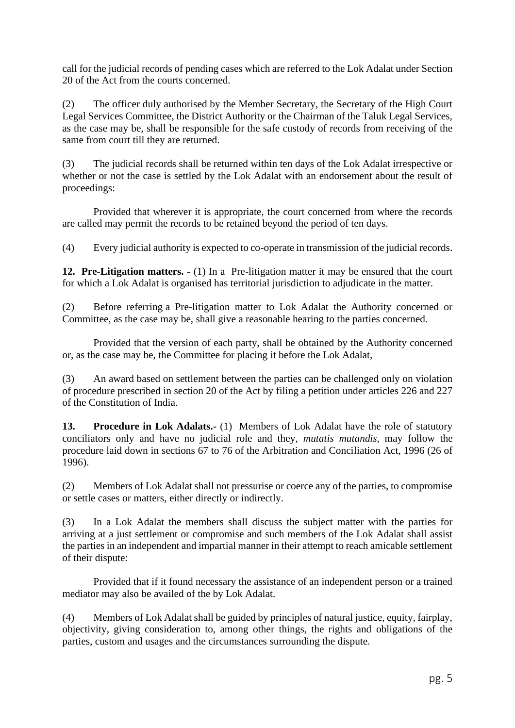call for the judicial records of pending cases which are referred to the Lok Adalat under Section 20 of the Act from the courts concerned.

(2) The officer duly authorised by the Member Secretary, the Secretary of the High Court Legal Services Committee, the District Authority or the Chairman of the Taluk Legal Services, as the case may be, shall be responsible for the safe custody of records from receiving of the same from court till they are returned.

(3) The judicial records shall be returned within ten days of the Lok Adalat irrespective or whether or not the case is settled by the Lok Adalat with an endorsement about the result of proceedings:

Provided that wherever it is appropriate, the court concerned from where the records are called may permit the records to be retained beyond the period of ten days.

(4) Every judicial authority is expected to co-operate in transmission of the judicial records.

**12. Pre-Litigation matters. -** (1) In a Pre-litigation matter it may be ensured that the court for which a Lok Adalat is organised has territorial jurisdiction to adjudicate in the matter.

(2) Before referring a Pre-litigation matter to Lok Adalat the Authority concerned or Committee, as the case may be, shall give a reasonable hearing to the parties concerned.

Provided that the version of each party, shall be obtained by the Authority concerned or, as the case may be, the Committee for placing it before the Lok Adalat,

(3) An award based on settlement between the parties can be challenged only on violation of procedure prescribed in section 20 of the Act by filing a petition under articles 226 and 227 of the Constitution of India.

**13. Procedure in Lok Adalats.-** (1) Members of Lok Adalat have the role of statutory conciliators only and have no judicial role and they, *mutatis mutandis,* may follow the procedure laid down in sections 67 to 76 of the Arbitration and Conciliation Act, 1996 (26 of 1996).

(2) Members of Lok Adalat shall not pressurise or coerce any of the parties, to compromise or settle cases or matters, either directly or indirectly.

(3) In a Lok Adalat the members shall discuss the subject matter with the parties for arriving at a just settlement or compromise and such members of the Lok Adalat shall assist the parties in an independent and impartial manner in their attempt to reach amicable settlement of their dispute:

Provided that if it found necessary the assistance of an independent person or a trained mediator may also be availed of the by Lok Adalat.

(4) Members of Lok Adalat shall be guided by principles of natural justice, equity, fairplay, objectivity, giving consideration to, among other things, the rights and obligations of the parties, custom and usages and the circumstances surrounding the dispute.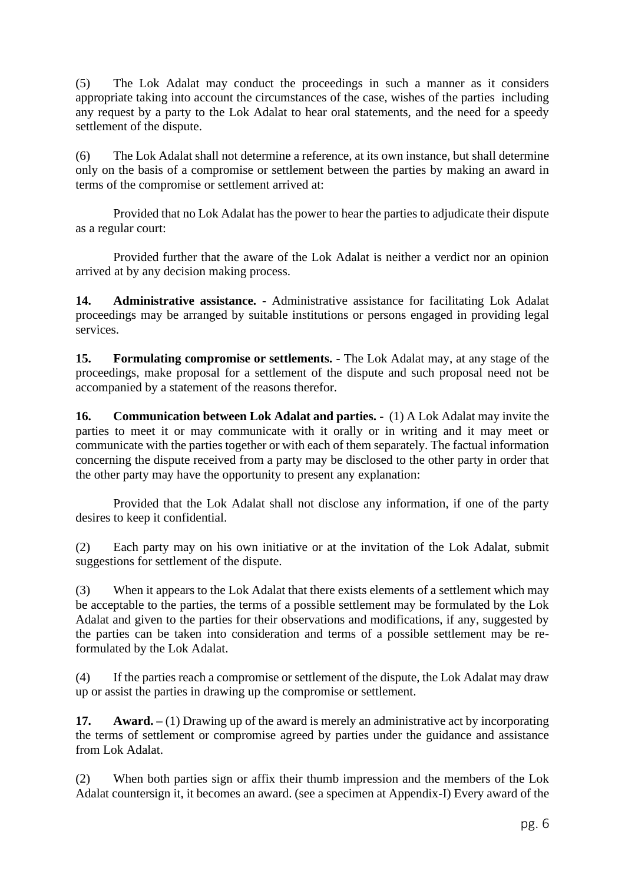(5) The Lok Adalat may conduct the proceedings in such a manner as it considers appropriate taking into account the circumstances of the case, wishes of the parties including any request by a party to the Lok Adalat to hear oral statements, and the need for a speedy settlement of the dispute.

(6) The Lok Adalat shall not determine a reference, at its own instance, but shall determine only on the basis of a compromise or settlement between the parties by making an award in terms of the compromise or settlement arrived at:

Provided that no Lok Adalat has the power to hear the parties to adjudicate their dispute as a regular court:

Provided further that the aware of the Lok Adalat is neither a verdict nor an opinion arrived at by any decision making process.

**14. Administrative assistance. -** Administrative assistance for facilitating Lok Adalat proceedings may be arranged by suitable institutions or persons engaged in providing legal services.

**15. Formulating compromise or settlements. -** The Lok Adalat may, at any stage of the proceedings, make proposal for a settlement of the dispute and such proposal need not be accompanied by a statement of the reasons therefor.

**16. Communication between Lok Adalat and parties. -** (1) A Lok Adalat may invite the parties to meet it or may communicate with it orally or in writing and it may meet or communicate with the parties together or with each of them separately. The factual information concerning the dispute received from a party may be disclosed to the other party in order that the other party may have the opportunity to present any explanation:

Provided that the Lok Adalat shall not disclose any information, if one of the party desires to keep it confidential.

(2) Each party may on his own initiative or at the invitation of the Lok Adalat, submit suggestions for settlement of the dispute.

(3) When it appears to the Lok Adalat that there exists elements of a settlement which may be acceptable to the parties, the terms of a possible settlement may be formulated by the Lok Adalat and given to the parties for their observations and modifications, if any, suggested by the parties can be taken into consideration and terms of a possible settlement may be re-formulated by the Lok Adalat.

(4) If the parties reach a compromise or settlement of the dispute, the Lok Adalat may draw up or assist the parties in drawing up the compromise or settlement.

**17. Award. –** (1) Drawing up of the award is merely an administrative act by incorporating the terms of settlement or compromise agreed by parties under the guidance and assistance from Lok Adalat.

(2) When both parties sign or affix their thumb impression and the members of the Lok Adalat countersign it, it becomes an award. (see a specimen at Appendix-I) Every award of the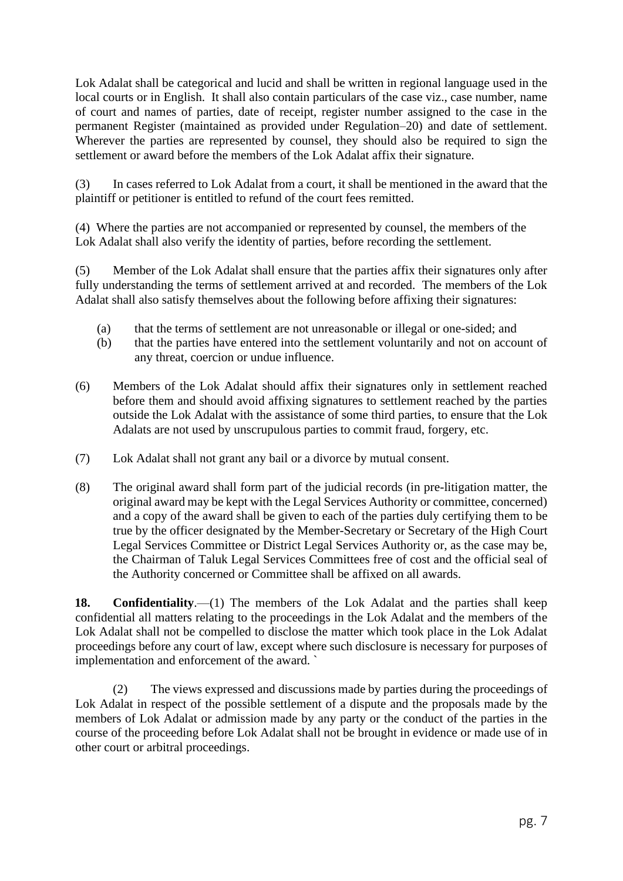Lok Adalat shall be categorical and lucid and shall be written in regional language used in the local courts or in English. It shall also contain particulars of the case viz., case number, name of court and names of parties, date of receipt, register number assigned to the case in the permanent Register (maintained as provided under Regulation–20) and date of settlement. Wherever the parties are represented by counsel, they should also be required to sign the settlement or award before the members of the Lok Adalat affix their signature.

(3) In cases referred to Lok Adalat from a court, it shall be mentioned in the award that the plaintiff or petitioner is entitled to refund of the court fees remitted.

(4) Where the parties are not accompanied or represented by counsel, the members of the Lok Adalat shall also verify the identity of parties, before recording the settlement.

(5) Member of the Lok Adalat shall ensure that the parties affix their signatures only after fully understanding the terms of settlement arrived at and recorded. The members of the Lok Adalat shall also satisfy themselves about the following before affixing their signatures:

(a) that the terms of settlement are not unreasonable or illegal or one-sided; and

(b) that the parties have entered into the settlement voluntarily and not on account of any threat, coercion or undue influence.

(6) Members of the Lok Adalat should affix their signatures only in settlement reached before them and should avoid affixing signatures to settlement reached by the parties outside the Lok Adalat with the assistance of some third parties, to ensure that the Lok Adalats are not used by unscrupulous parties to commit fraud, forgery, etc.

(7) Lok Adalat shall not grant any bail or a divorce by mutual consent.

(8) The original award shall form part of the judicial records (in pre-litigation matter, the original award may be kept with the Legal Services Authority or committee, concerned) and a copy of the award shall be given to each of the parties duly certifying them to be true by the officer designated by the Member-Secretary or Secretary of the High Court Legal Services Committee or District Legal Services Authority or, as the case may be, the Chairman of Taluk Legal Services Committees free of cost and the official seal of the Authority concerned or Committee shall be affixed on all awards.

**18. Confidentiality**.—(1) The members of the Lok Adalat and the parties shall keep confidential all matters relating to the proceedings in the Lok Adalat and the members of the Lok Adalat shall not be compelled to disclose the matter which took place in the Lok Adalat proceedings before any court of law, except where such disclosure is necessary for purposes of implementation and enforcement of the award. `

(2) The views expressed and discussions made by parties during the proceedings of Lok Adalat in respect of the possible settlement of a dispute and the proposals made by the members of Lok Adalat or admission made by any party or the conduct of the parties in the course of the proceeding before Lok Adalat shall not be brought in evidence or made use of in other court or arbitral proceedings.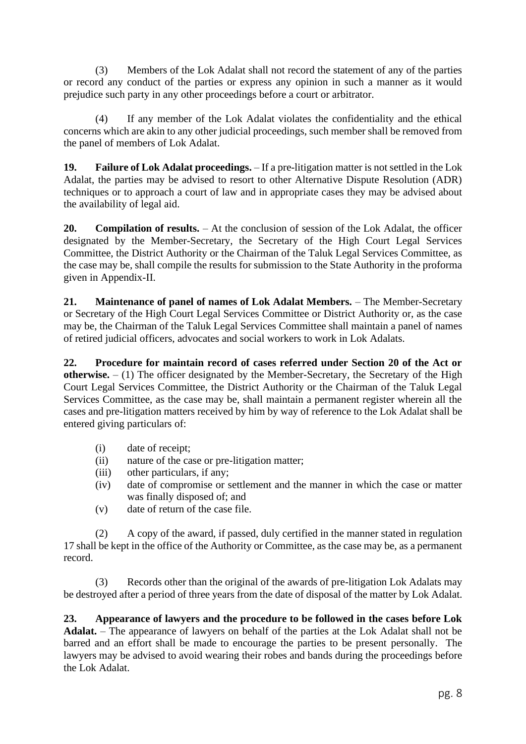(3) Members of the Lok Adalat shall not record the statement of any of the parties or record any conduct of the parties or express any opinion in such a manner as it would prejudice such party in any other proceedings before a court or arbitrator.

(4) If any member of the Lok Adalat violates the confidentiality and the ethical concerns which are akin to any other judicial proceedings, such member shall be removed from the panel of members of Lok Adalat.

**19. Failure of Lok Adalat proceedings.** – If a pre-litigation matter is not settled in the Lok Adalat, the parties may be advised to resort to other Alternative Dispute Resolution (ADR) techniques or to approach a court of law and in appropriate cases they may be advised about the availability of legal aid.

**20. Compilation of results.** – At the conclusion of session of the Lok Adalat, the officer designated by the Member-Secretary, the Secretary of the High Court Legal Services Committee, the District Authority or the Chairman of the Taluk Legal Services Committee, as the case may be, shall compile the results for submission to the State Authority in the proforma given in Appendix-II.

**21. Maintenance of panel of names of Lok Adalat Members.** – The Member-Secretary or Secretary of the High Court Legal Services Committee or District Authority or, as the case may be, the Chairman of the Taluk Legal Services Committee shall maintain a panel of names of retired judicial officers, advocates and social workers to work in Lok Adalats.

**22. Procedure for maintain record of cases referred under Section 20 of the Act or otherwise.** – (1) The officer designated by the Member-Secretary, the Secretary of the High Court Legal Services Committee, the District Authority or the Chairman of the Taluk Legal Services Committee, as the case may be, shall maintain a permanent register wherein all the cases and pre-litigation matters received by him by way of reference to the Lok Adalat shall be entered giving particulars of:

(i) date of receipt;
(ii) nature of the case or pre-litigation matter;
(iii) other particulars, if any;
(iv) date of compromise or settlement and the manner in which the case or matter was finally disposed of; and
(v) date of return of the case file.

(2) A copy of the award, if passed, duly certified in the manner stated in regulation 17 shall be kept in the office of the Authority or Committee, as the case may be, as a permanent record.

(3) Records other than the original of the awards of pre-litigation Lok Adalats may be destroyed after a period of three years from the date of disposal of the matter by Lok Adalat.

**23. Appearance of lawyers and the procedure to be followed in the cases before Lok Adalat.** – The appearance of lawyers on behalf of the parties at the Lok Adalat shall not be barred and an effort shall be made to encourage the parties to be present personally. The lawyers may be advised to avoid wearing their robes and bands during the proceedings before the Lok Adalat.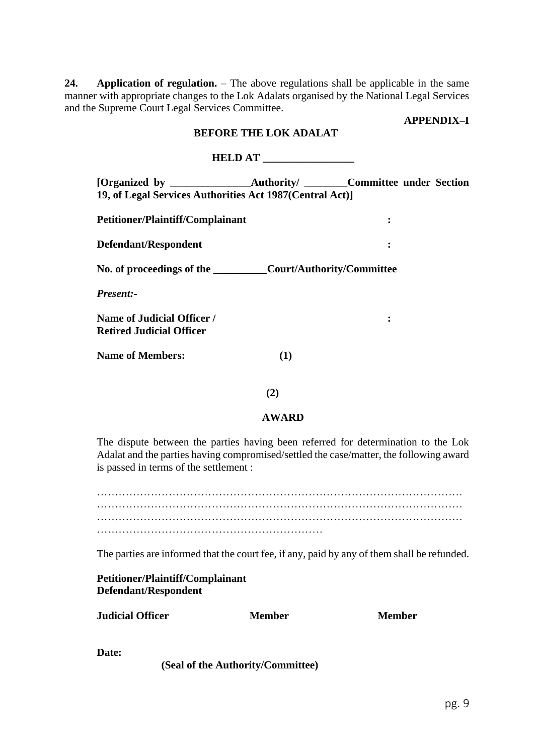**24. Application of regulation.** – The above regulations shall be applicable in the same manner with appropriate changes to the Lok Adalats organised by the National Legal Services and the Supreme Court Legal Services Committee.

**APPENDIX–I**

**BEFORE THE LOK ADALAT**

**HELD AT _________________**

**[Organized by _______________Authority/ ________Committee under Section 19, of Legal Services Authorities Act 1987(Central Act)]**

**Petitioner/Plaintiff/Complainant :**

**Defendant/Respondent :**

**No. of proceedings of the __________Court/Authority/Committee**

***Present:-***

**Name of Judicial Officer / Retired Judicial Officer :**

**Name of Members: (1)**

**(2)**

**AWARD**

The dispute between the parties having been referred for determination to the Lok Adalat and the parties having compromised/settled the case/matter, the following award is passed in terms of the settlement :

…………………………………………………………………………………………
…………………………………………………………………………………………
…………………………………………………………………………………………
………………………………………………………

The parties are informed that the court fee, if any, paid by any of them shall be refunded.

**Petitioner/Plaintiff/Complainant**
**Defendant/Respondent**

**Judicial Officer** **Member** **Member**

**Date:**

**(Seal of the Authority/Committee)**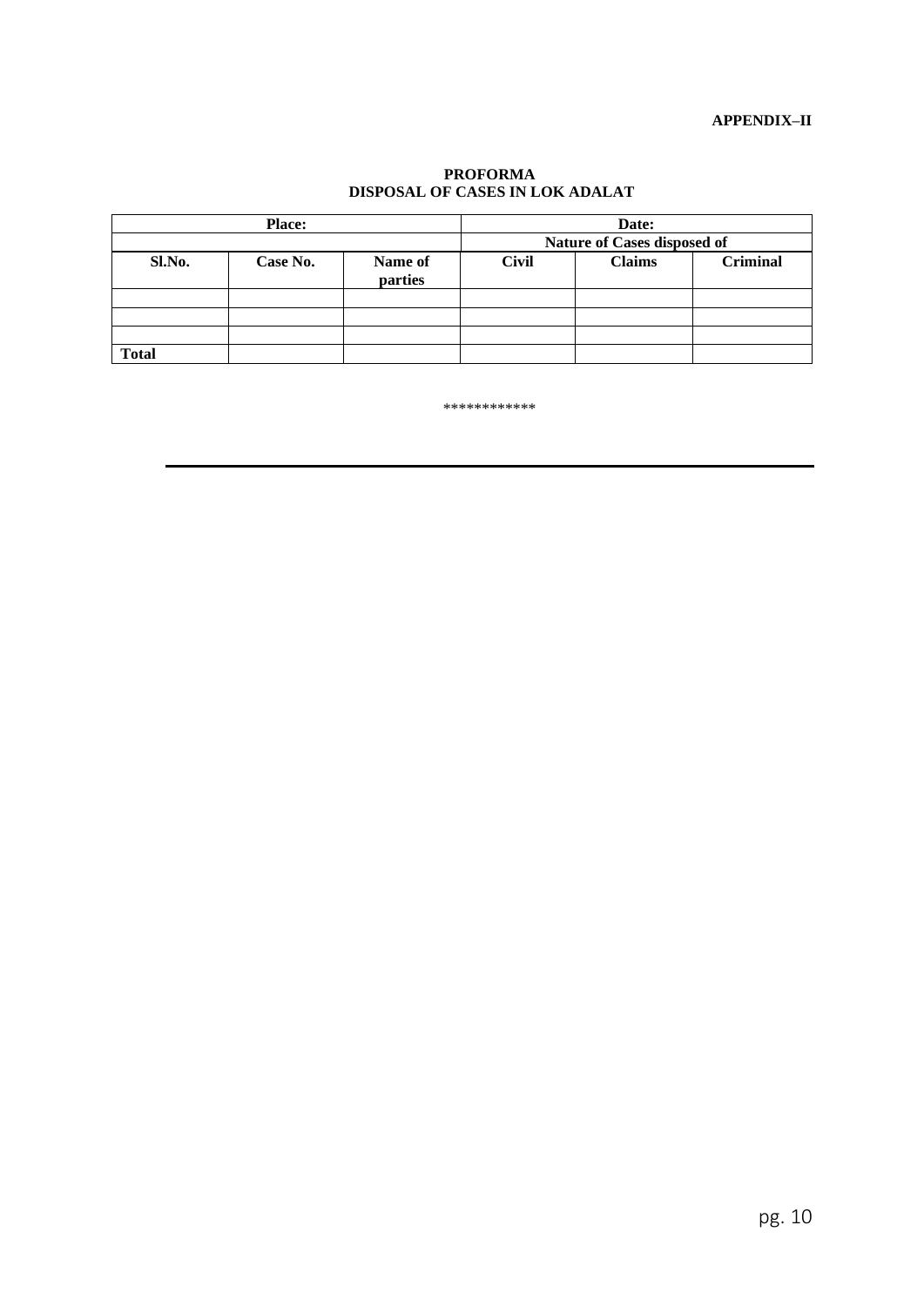**APPENDIX–II**

**PROFORMA**
**DISPOSAL OF CASES IN LOK ADALAT**

| **Place:** | | | **Date:** | | |
|---|---|---|---|---|---|
| | | | **Nature of Cases disposed of** | | |
| **Sl.No.** | **Case No.** | **Name of parties** | **Civil** | **Claims** | **Criminal** |
| | | | | | |
| | | | | | |
| | | | | | |
| **Total** | | | | | |

************